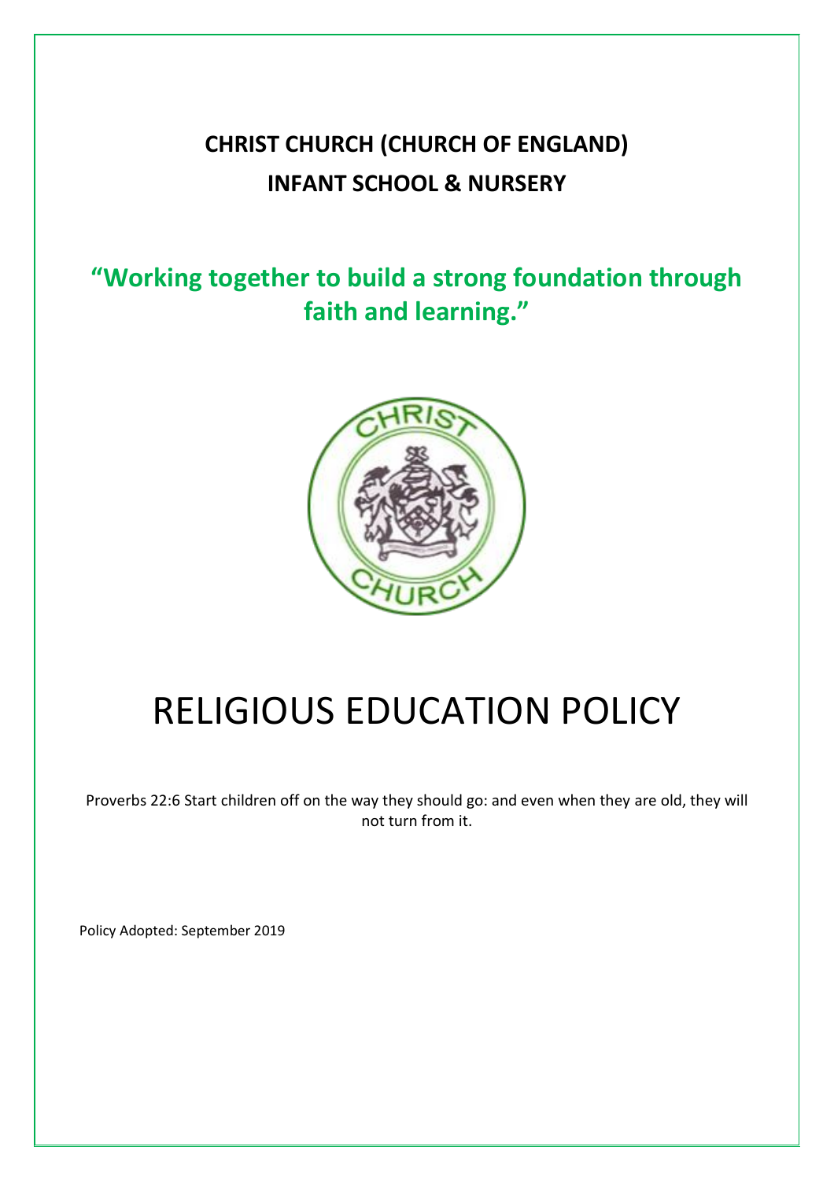**CHRIST CHURCH (CHURCH OF ENGLAND)**
**INFANT SCHOOL & NURSERY**

**"Working together to build a strong foundation through faith and learning."**

# RELIGIOUS EDUCATION POLICY

Proverbs 22:6 Start children off on the way they should go: and even when they are old, they will not turn from it.

Policy Adopted: September 2019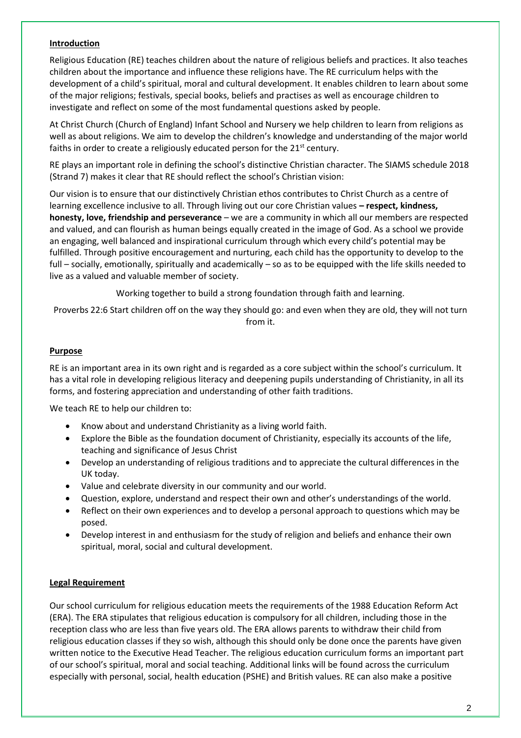**Introduction**

Religious Education (RE) teaches children about the nature of religious beliefs and practices. It also teaches children about the importance and influence these religions have. The RE curriculum helps with the development of a child's spiritual, moral and cultural development. It enables children to learn about some of the major religions; festivals, special books, beliefs and practises as well as encourage children to investigate and reflect on some of the most fundamental questions asked by people.

At Christ Church (Church of England) Infant School and Nursery we help children to learn from religions as well as about religions. We aim to develop the children's knowledge and understanding of the major world faiths in order to create a religiously educated person for the 21st century.

RE plays an important role in defining the school's distinctive Christian character. The SIAMS schedule 2018 (Strand 7) makes it clear that RE should reflect the school's Christian vision:

Our vision is to ensure that our distinctively Christian ethos contributes to Christ Church as a centre of learning excellence inclusive to all. Through living out our core Christian values **– respect, kindness, honesty, love, friendship and perseverance** – we are a community in which all our members are respected and valued, and can flourish as human beings equally created in the image of God. As a school we provide an engaging, well balanced and inspirational curriculum through which every child's potential may be fulfilled. Through positive encouragement and nurturing, each child has the opportunity to develop to the full – socially, emotionally, spiritually and academically – so as to be equipped with the life skills needed to live as a valued and valuable member of society.

Working together to build a strong foundation through faith and learning.

Proverbs 22:6 Start children off on the way they should go: and even when they are old, they will not turn from it.

**Purpose**

RE is an important area in its own right and is regarded as a core subject within the school's curriculum. It has a vital role in developing religious literacy and deepening pupils understanding of Christianity, in all its forms, and fostering appreciation and understanding of other faith traditions.

We teach RE to help our children to:

- Know about and understand Christianity as a living world faith.
- Explore the Bible as the foundation document of Christianity, especially its accounts of the life, teaching and significance of Jesus Christ
- Develop an understanding of religious traditions and to appreciate the cultural differences in the UK today.
- Value and celebrate diversity in our community and our world.
- Question, explore, understand and respect their own and other's understandings of the world.
- Reflect on their own experiences and to develop a personal approach to questions which may be posed.
- Develop interest in and enthusiasm for the study of religion and beliefs and enhance their own spiritual, moral, social and cultural development.

**Legal Requirement**

Our school curriculum for religious education meets the requirements of the 1988 Education Reform Act (ERA). The ERA stipulates that religious education is compulsory for all children, including those in the reception class who are less than five years old. The ERA allows parents to withdraw their child from religious education classes if they so wish, although this should only be done once the parents have given written notice to the Executive Head Teacher. The religious education curriculum forms an important part of our school's spiritual, moral and social teaching. Additional links will be found across the curriculum especially with personal, social, health education (PSHE) and British values. RE can also make a positive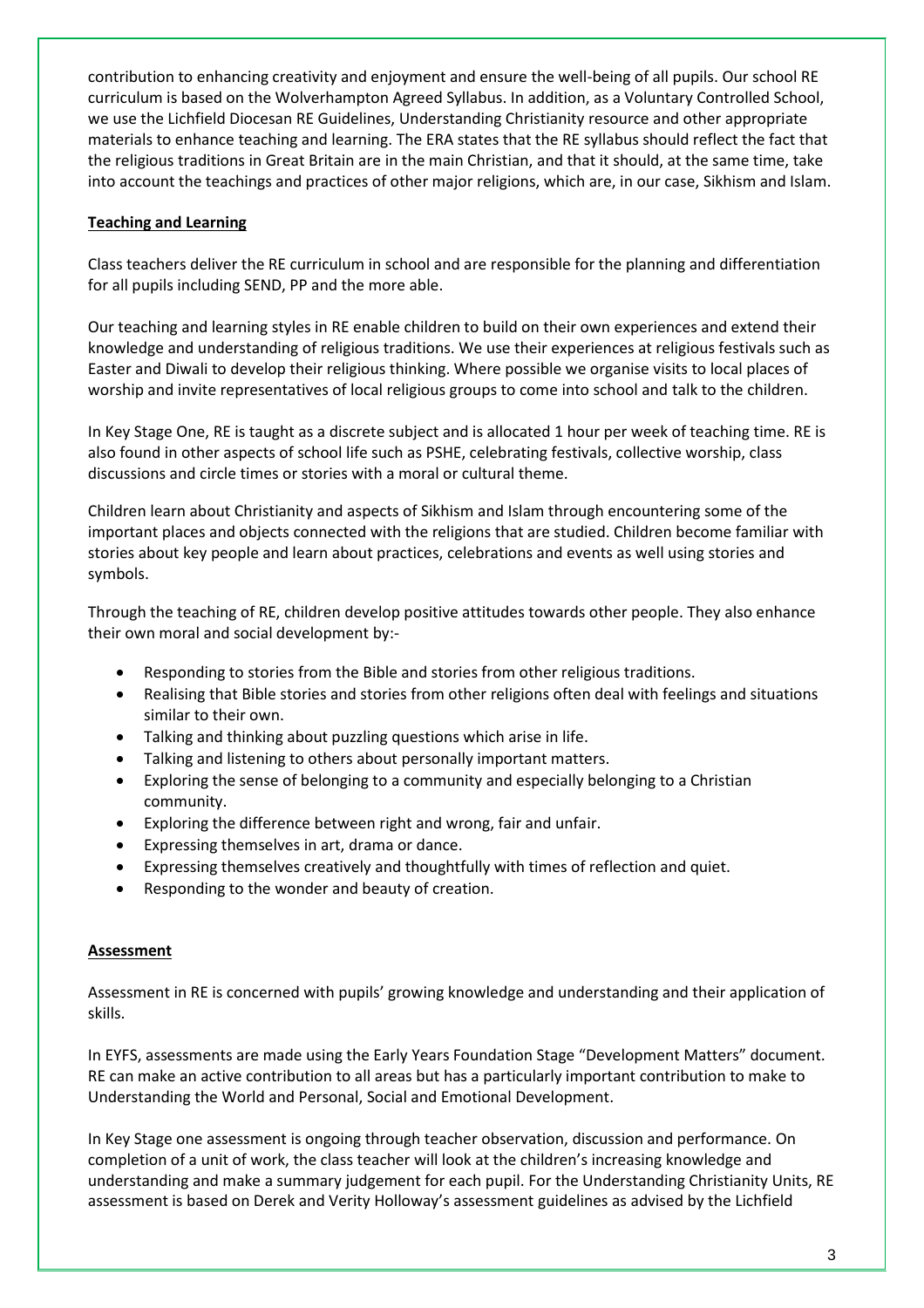contribution to enhancing creativity and enjoyment and ensure the well-being of all pupils. Our school RE curriculum is based on the Wolverhampton Agreed Syllabus. In addition, as a Voluntary Controlled School, we use the Lichfield Diocesan RE Guidelines, Understanding Christianity resource and other appropriate materials to enhance teaching and learning. The ERA states that the RE syllabus should reflect the fact that the religious traditions in Great Britain are in the main Christian, and that it should, at the same time, take into account the teachings and practices of other major religions, which are, in our case, Sikhism and Islam.

**Teaching and Learning**

Class teachers deliver the RE curriculum in school and are responsible for the planning and differentiation for all pupils including SEND, PP and the more able.

Our teaching and learning styles in RE enable children to build on their own experiences and extend their knowledge and understanding of religious traditions. We use their experiences at religious festivals such as Easter and Diwali to develop their religious thinking. Where possible we organise visits to local places of worship and invite representatives of local religious groups to come into school and talk to the children.

In Key Stage One, RE is taught as a discrete subject and is allocated 1 hour per week of teaching time. RE is also found in other aspects of school life such as PSHE, celebrating festivals, collective worship, class discussions and circle times or stories with a moral or cultural theme.

Children learn about Christianity and aspects of Sikhism and Islam through encountering some of the important places and objects connected with the religions that are studied. Children become familiar with stories about key people and learn about practices, celebrations and events as well using stories and symbols.

Through the teaching of RE, children develop positive attitudes towards other people. They also enhance their own moral and social development by:-

- Responding to stories from the Bible and stories from other religious traditions.
- Realising that Bible stories and stories from other religions often deal with feelings and situations similar to their own.
- Talking and thinking about puzzling questions which arise in life.
- Talking and listening to others about personally important matters.
- Exploring the sense of belonging to a community and especially belonging to a Christian community.
- Exploring the difference between right and wrong, fair and unfair.
- Expressing themselves in art, drama or dance.
- Expressing themselves creatively and thoughtfully with times of reflection and quiet.
- Responding to the wonder and beauty of creation.

**Assessment**

Assessment in RE is concerned with pupils' growing knowledge and understanding and their application of skills.

In EYFS, assessments are made using the Early Years Foundation Stage "Development Matters" document. RE can make an active contribution to all areas but has a particularly important contribution to make to Understanding the World and Personal, Social and Emotional Development.

In Key Stage one assessment is ongoing through teacher observation, discussion and performance. On completion of a unit of work, the class teacher will look at the children's increasing knowledge and understanding and make a summary judgement for each pupil. For the Understanding Christianity Units, RE assessment is based on Derek and Verity Holloway's assessment guidelines as advised by the Lichfield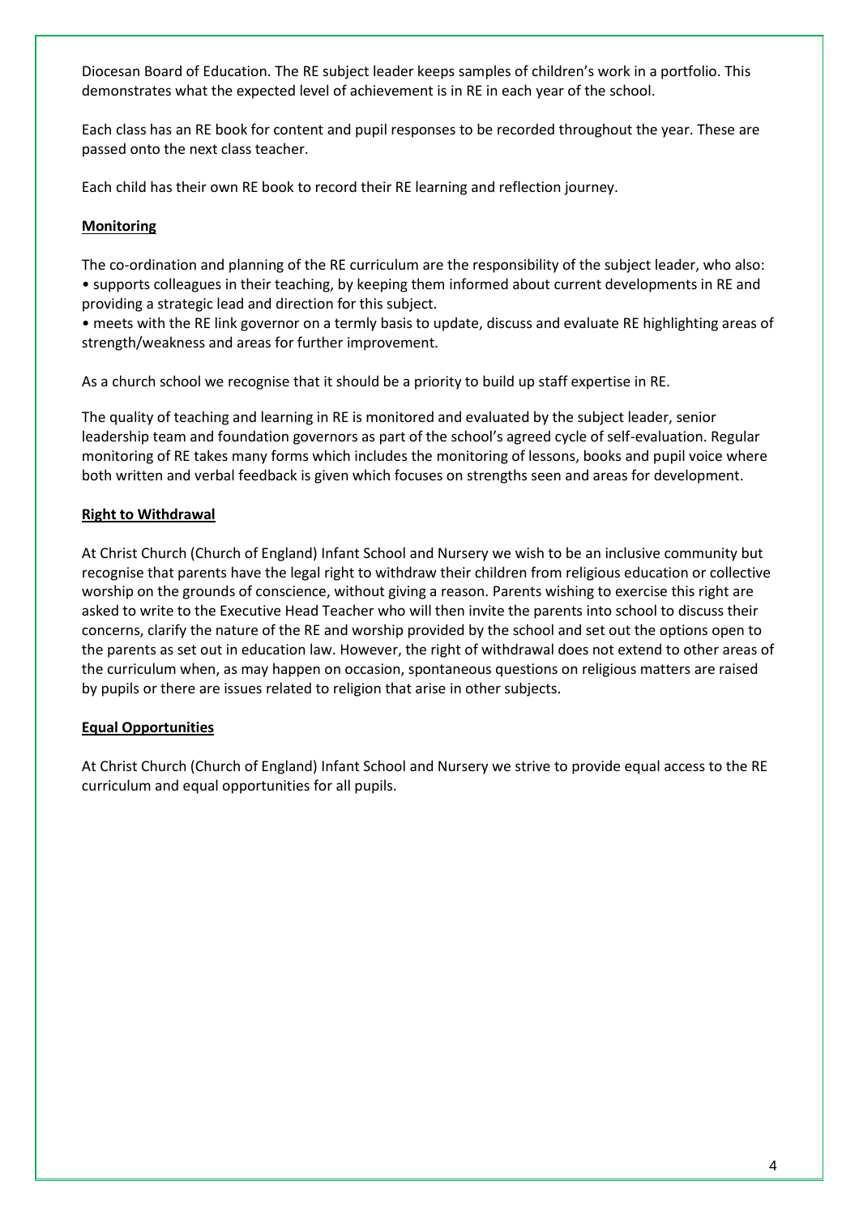Diocesan Board of Education. The RE subject leader keeps samples of children's work in a portfolio. This demonstrates what the expected level of achievement is in RE in each year of the school.

Each class has an RE book for content and pupil responses to be recorded throughout the year. These are passed onto the next class teacher.

Each child has their own RE book to record their RE learning and reflection journey.

**Monitoring**

The co-ordination and planning of the RE curriculum are the responsibility of the subject leader, who also:

- supports colleagues in their teaching, by keeping them informed about current developments in RE and providing a strategic lead and direction for this subject.
- meets with the RE link governor on a termly basis to update, discuss and evaluate RE highlighting areas of strength/weakness and areas for further improvement.

As a church school we recognise that it should be a priority to build up staff expertise in RE.

The quality of teaching and learning in RE is monitored and evaluated by the subject leader, senior leadership team and foundation governors as part of the school's agreed cycle of self-evaluation. Regular monitoring of RE takes many forms which includes the monitoring of lessons, books and pupil voice where both written and verbal feedback is given which focuses on strengths seen and areas for development.

**Right to Withdrawal**

At Christ Church (Church of England) Infant School and Nursery we wish to be an inclusive community but recognise that parents have the legal right to withdraw their children from religious education or collective worship on the grounds of conscience, without giving a reason. Parents wishing to exercise this right are asked to write to the Executive Head Teacher who will then invite the parents into school to discuss their concerns, clarify the nature of the RE and worship provided by the school and set out the options open to the parents as set out in education law. However, the right of withdrawal does not extend to other areas of the curriculum when, as may happen on occasion, spontaneous questions on religious matters are raised by pupils or there are issues related to religion that arise in other subjects.

**Equal Opportunities**

At Christ Church (Church of England) Infant School and Nursery we strive to provide equal access to the RE curriculum and equal opportunities for all pupils.